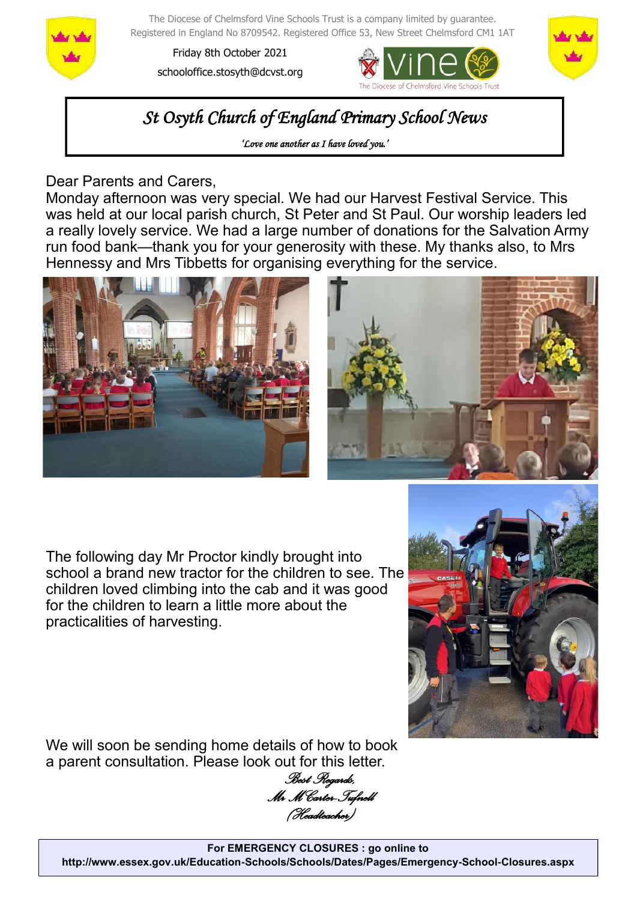The Diocese of Chelmsford Vine Schools Trust is a company limited by guarantee.
Registered in England No 8709542. Registered Office 53, New Street Chelmsford CM1 1AT

Friday 8th October 2021

schooloffice.stosyth@dcvst.org

# St Osyth Church of England Primary School News

*'Love one another as I have loved you.'*

Dear Parents and Carers,

Monday afternoon was very special. We had our Harvest Festival Service. This was held at our local parish church, St Peter and St Paul. Our worship leaders led a really lovely service. We had a large number of donations for the Salvation Army run food bank—thank you for your generosity with these. My thanks also, to Mrs Hennessy and Mrs Tibbetts for organising everything for the service.

The following day Mr Proctor kindly brought into school a brand new tractor for the children to see. The children loved climbing into the cab and it was good for the children to learn a little more about the practicalities of harvesting.

We will soon be sending home details of how to book a parent consultation. Please look out for this letter.

*Best Regards,*
*Mr M Carter-Tufnell*
*(Headteacher)*

**For EMERGENCY CLOSURES : go online to**
**http://www.essex.gov.uk/Education-Schools/Schools/Dates/Pages/Emergency-School-Closures.aspx**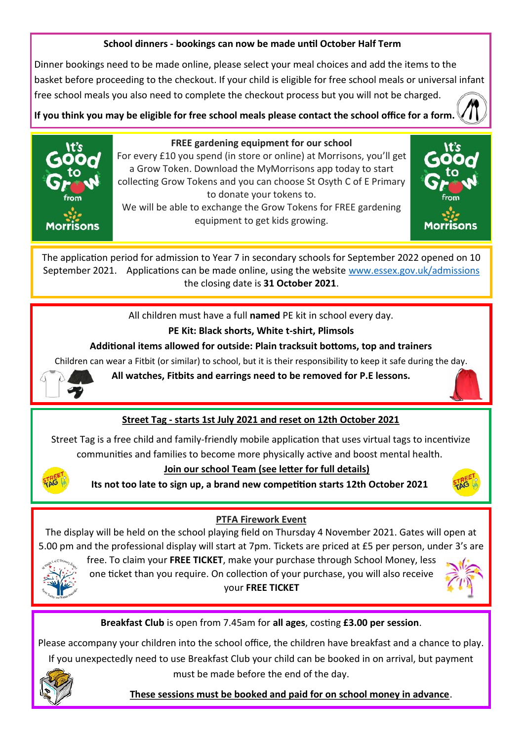**School dinners - bookings can now be made until October Half Term**

Dinner bookings need to be made online, please select your meal choices and add the items to the basket before proceeding to the checkout. If your child is eligible for free school meals or universal infant free school meals you also need to complete the checkout process but you will not be charged.

**If you think you may be eligible for free school meals please contact the school office for a form.**

**FREE gardening equipment for our school**

For every £10 you spend (in store or online) at Morrisons, you'll get a Grow Token. Download the MyMorrisons app today to start collecting Grow Tokens and you can choose St Osyth C of E Primary to donate your tokens to.

We will be able to exchange the Grow Tokens for FREE gardening equipment to get kids growing.

The application period for admission to Year 7 in secondary schools for September 2022 opened on 10 September 2021. Applications can be made online, using the website www.essex.gov.uk/admissions the closing date is **31 October 2021**.

All children must have a full **named** PE kit in school every day.

**PE Kit: Black shorts, White t-shirt, Plimsols**

**Additional items allowed for outside: Plain tracksuit bottoms, top and trainers**

Children can wear a Fitbit (or similar) to school, but it is their responsibility to keep it safe during the day.

**All watches, Fitbits and earrings need to be removed for P.E lessons.**

**Street Tag - starts 1st July 2021 and reset on 12th October 2021**

Street Tag is a free child and family-friendly mobile application that uses virtual tags to incentivize communities and families to become more physically active and boost mental health.

**Join our school Team (see letter for full details)**

**Its not too late to sign up, a brand new competition starts 12th October 2021**

**PTFA Firework Event**

The display will be held on the school playing field on Thursday 4 November 2021. Gates will open at 5.00 pm and the professional display will start at 7pm. Tickets are priced at £5 per person, under 3's are free. To claim your **FREE TICKET**, make your purchase through School Money, less one ticket than you require. On collection of your purchase, you will also receive your **FREE TICKET**

**Breakfast Club** is open from 7.45am for **all ages**, costing **£3.00 per session**.

Please accompany your children into the school office, the children have breakfast and a chance to play. If you unexpectedly need to use Breakfast Club your child can be booked in on arrival, but payment must be made before the end of the day.

**These sessions must be booked and paid for on school money in advance**.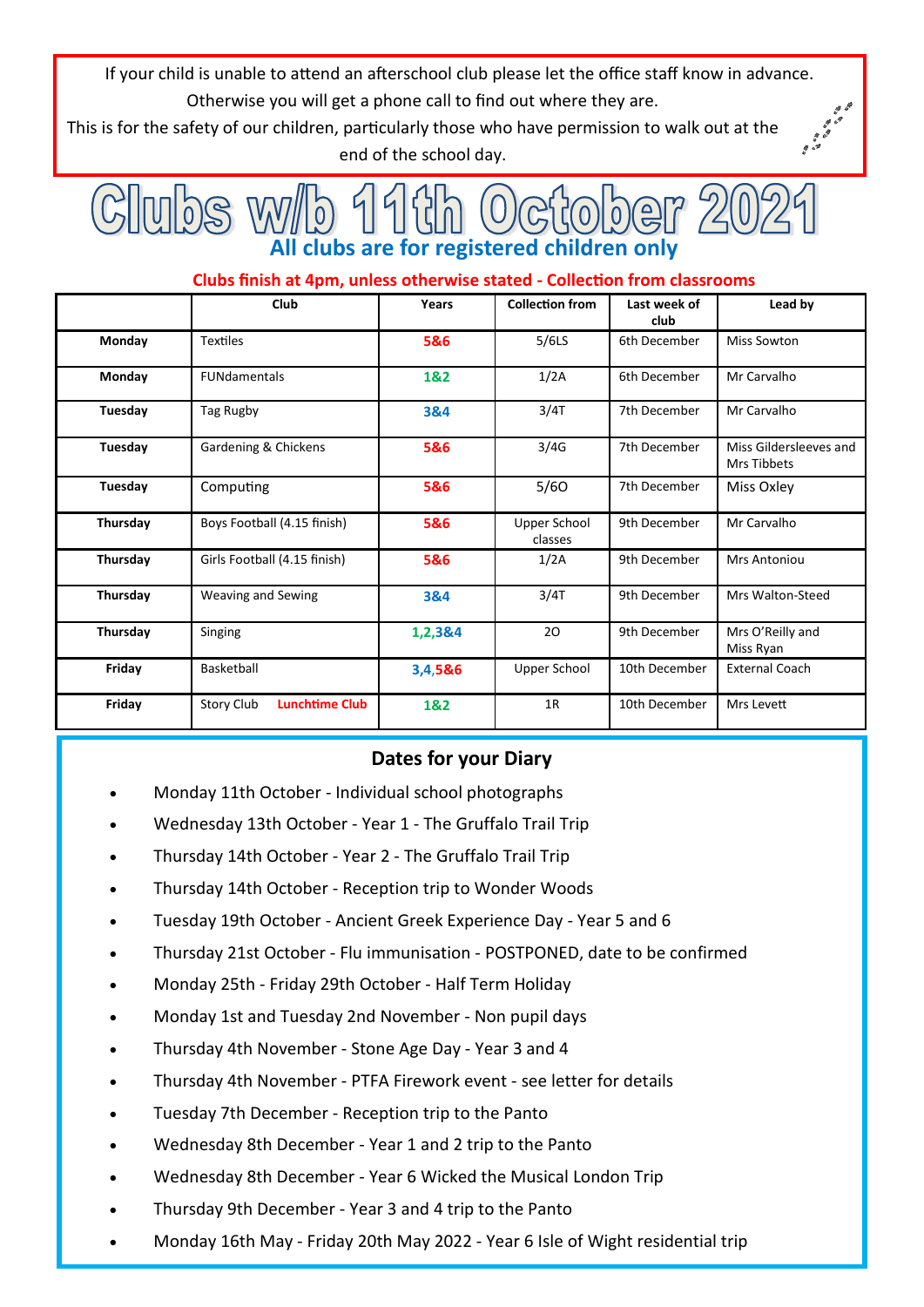If your child is unable to attend an afterschool club please let the office staff know in advance. Otherwise you will get a phone call to find out where they are.
This is for the safety of our children, particularly those who have permission to walk out at the end of the school day.

# Clubs w/b 11th October 2021

## All clubs are for registered children only

**Clubs finish at 4pm, unless otherwise stated - Collection from classrooms**

| | Club | Years | Collection from | Last week of club | Lead by |
|---|---|---|---|---|---|
| **Monday** | Textiles | **5&6** | 5/6LS | 6th December | Miss Sowton |
| **Monday** | FUNdamentals | **1&2** | 1/2A | 6th December | Mr Carvalho |
| **Tuesday** | Tag Rugby | **3&4** | 3/4T | 7th December | Mr Carvalho |
| **Tuesday** | Gardening & Chickens | **5&6** | 3/4G | 7th December | Miss Gildersleeves and Mrs Tibbets |
| **Tuesday** | Computing | **5&6** | 5/6O | 7th December | Miss Oxley |
| **Thursday** | Boys Football (4.15 finish) | **5&6** | Upper School classes | 9th December | Mr Carvalho |
| **Thursday** | Girls Football (4.15 finish) | **5&6** | 1/2A | 9th December | Mrs Antoniou |
| **Thursday** | Weaving and Sewing | **3&4** | 3/4T | 9th December | Mrs Walton-Steed |
| **Thursday** | Singing | **1,2,3&4** | 2O | 9th December | Mrs O'Reilly and Miss Ryan |
| **Friday** | Basketball | **3,4,5&6** | Upper School | 10th December | External Coach |
| **Friday** | Story Club **Lunchtime Club** | **1&2** | 1R | 10th December | Mrs Levett |

## Dates for your Diary

- Monday 11th October - Individual school photographs
- Wednesday 13th October - Year 1 - The Gruffalo Trail Trip
- Thursday 14th October - Year 2 - The Gruffalo Trail Trip
- Thursday 14th October - Reception trip to Wonder Woods
- Tuesday 19th October - Ancient Greek Experience Day - Year 5 and 6
- Thursday 21st October - Flu immunisation - POSTPONED, date to be confirmed
- Monday 25th - Friday 29th October - Half Term Holiday
- Monday 1st and Tuesday 2nd November - Non pupil days
- Thursday 4th November - Stone Age Day - Year 3 and 4
- Thursday 4th November - PTFA Firework event - see letter for details
- Tuesday 7th December - Reception trip to the Panto
- Wednesday 8th December - Year 1 and 2 trip to the Panto
- Wednesday 8th December - Year 6 Wicked the Musical London Trip
- Thursday 9th December - Year 3 and 4 trip to the Panto
- Monday 16th May - Friday 20th May 2022 - Year 6 Isle of Wight residential trip